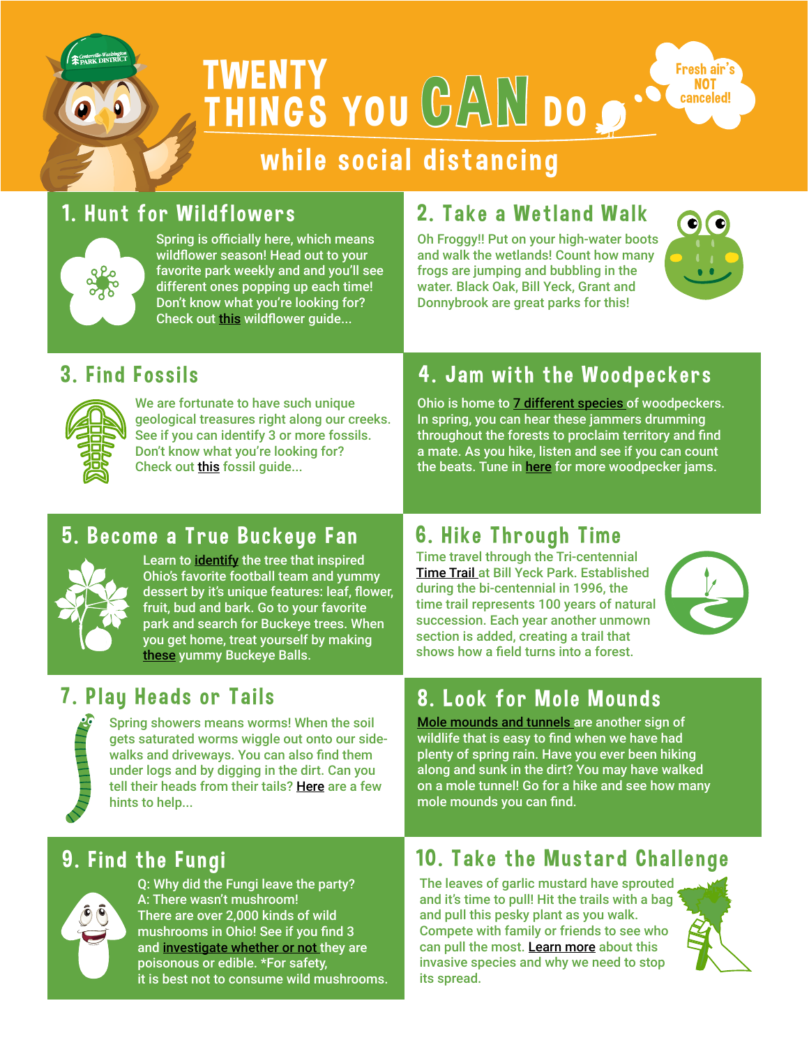# TWENTY THINGS YOU CAN DO while social distancing

Fresh air's NOT canceled!

## 1. Hunt for Wildflowers

Spring is officially here, which means wildflower season! Head out to your favorite park weekly and and you'll see different ones popping up each time! Don't know what you're looking for? Check out this wildflower guide...

## 2. Take a Wetland Walk

Oh Froggy!! Put on your high-water boots and walk the wetlands! Count how many frogs are jumping and bubbling in the water. Black Oak, Bill Yeck, Grant and Donnybrook are great parks for this!

## 3. Find Fossils

We are fortunate to have such unique geological treasures right along our creeks. See if you can identify 3 or more fossils. Don't know what you're looking for? Check out this fossil guide...

## 4. Jam with the Woodpeckers

Ohio is home to 7 different species of woodpeckers. In spring, you can hear these jammers drumming throughout the forests to proclaim territory and find a mate. As you hike, listen and see if you can count the beats. Tune in here for more woodpecker jams.

## 5. Become a True Buckeye Fan

Learn to identify the tree that inspired Ohio's favorite football team and yummy dessert by it's unique features: leaf, flower, fruit, bud and bark. Go to your favorite park and search for Buckeye trees. When you get home, treat yourself by making these yummy Buckeye Balls.

## 6. Hike Through Time

Time travel through the Tri-centennial Time Trail at Bill Yeck Park. Established during the bi-centennial in 1996, the time trail represents 100 years of natural succession. Each year another unmown section is added, creating a trail that shows how a field turns into a forest.

## 7. Play Heads or Tails

Spring showers means worms! When the soil gets saturated worms wiggle out onto our side-walks and driveways. You can also find them under logs and by digging in the dirt. Can you tell their heads from their tails? Here are a few hints to help...

## 8. Look for Mole Mounds

Mole mounds and tunnels are another sign of wildlife that is easy to find when we have had plenty of spring rain. Have you ever been hiking along and sunk in the dirt? You may have walked on a mole tunnel! Go for a hike and see how many mole mounds you can find.

## 9. Find the Fungi

Q: Why did the Fungi leave the party?
A: There wasn't mushroom!
There are over 2,000 kinds of wild mushrooms in Ohio! See if you find 3 and investigate whether or not they are poisonous or edible. *For safety, it is best not to consume wild mushrooms.

## 10. Take the Mustard Challenge

The leaves of garlic mustard have sprouted and it's time to pull! Hit the trails with a bag and pull this pesky plant as you walk. Compete with family or friends to see who can pull the most. Learn more about this invasive species and why we need to stop its spread.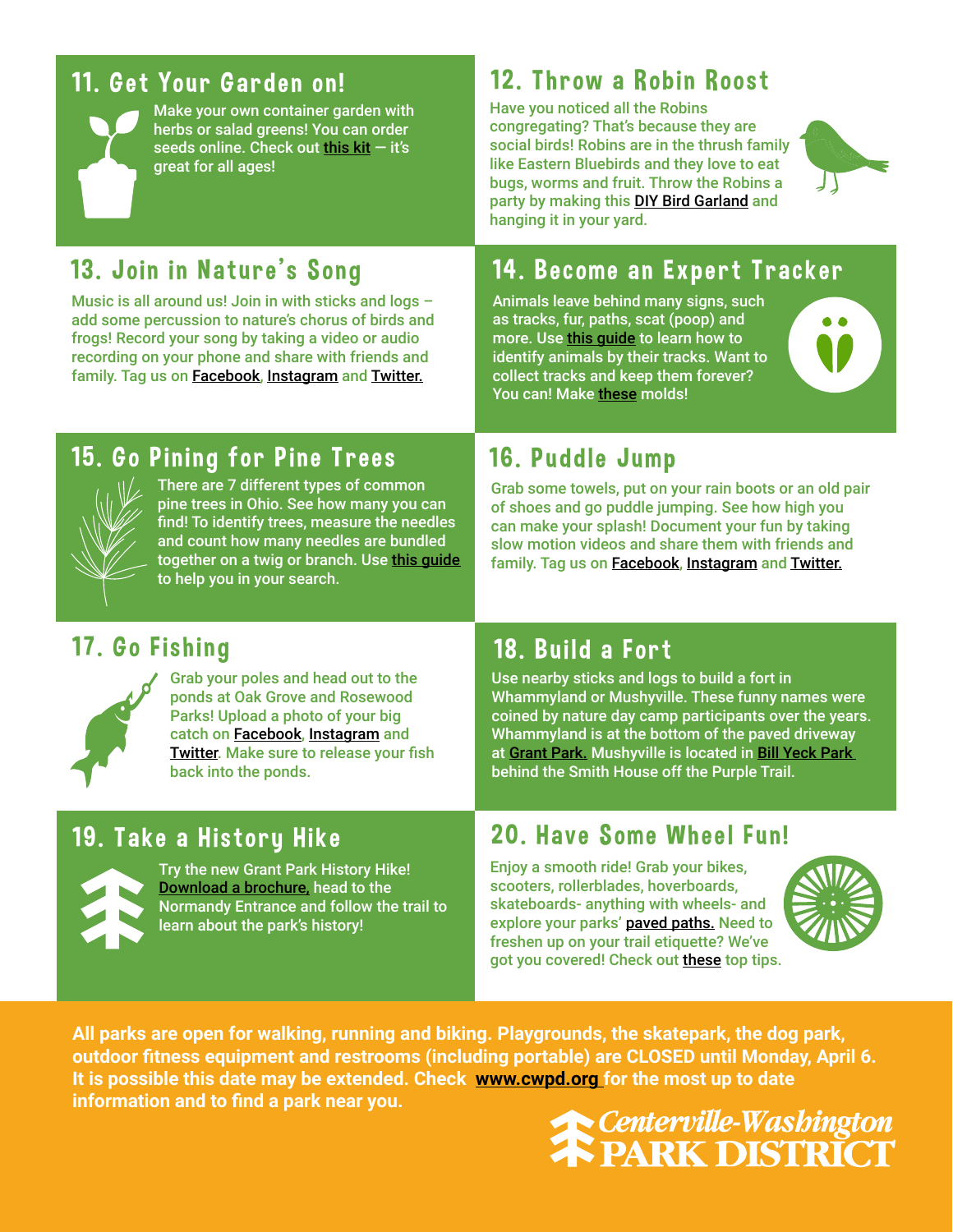## 11. Get Your Garden on!

Make your own container garden with herbs or salad greens! You can order seeds online. Check out this kit — it's great for all ages!

## 12. Throw a Robin Roost

Have you noticed all the Robins congregating? That's because they are social birds! Robins are in the thrush family like Eastern Bluebirds and they love to eat bugs, worms and fruit. Throw the Robins a party by making this DIY Bird Garland and hanging it in your yard.

## 13. Join in Nature's Song

Music is all around us! Join in with sticks and logs – add some percussion to nature's chorus of birds and frogs! Record your song by taking a video or audio recording on your phone and share with friends and family. Tag us on Facebook, Instagram and Twitter.

## 14. Become an Expert Tracker

Animals leave behind many signs, such as tracks, fur, paths, scat (poop) and more. Use this guide to learn how to identify animals by their tracks. Want to collect tracks and keep them forever? You can! Make these molds!

## 15. Go Pining for Pine Trees

There are 7 different types of common pine trees in Ohio. See how many you can find! To identify trees, measure the needles and count how many needles are bundled together on a twig or branch. Use this guide to help you in your search.

## 16. Puddle Jump

Grab some towels, put on your rain boots or an old pair of shoes and go puddle jumping. See how high you can make your splash! Document your fun by taking slow motion videos and share them with friends and family. Tag us on Facebook, Instagram and Twitter.

## 17. Go Fishing

Grab your poles and head out to the ponds at Oak Grove and Rosewood Parks! Upload a photo of your big catch on Facebook, Instagram and Twitter. Make sure to release your fish back into the ponds.

## 18. Build a Fort

Use nearby sticks and logs to build a fort in Whammyland or Mushyville. These funny names were coined by nature day camp participants over the years. Whammyland is at the bottom of the paved driveway at Grant Park. Mushyville is located in Bill Yeck Park behind the Smith House off the Purple Trail.

## 19. Take a History Hike

Try the new Grant Park History Hike! Download a brochure, head to the Normandy Entrance and follow the trail to learn about the park's history!

## 20. Have Some Wheel Fun!

Enjoy a smooth ride! Grab your bikes, scooters, rollerblades, hoverboards, skateboards- anything with wheels- and explore your parks' paved paths. Need to freshen up on your trail etiquette? We've got you covered! Check out these top tips.

**All parks are open for walking, running and biking. Playgrounds, the skatepark, the dog park, outdoor fitness equipment and restrooms (including portable) are CLOSED until Monday, April 6. It is possible this date may be extended. Check www.cwpd.org for the most up to date information and to find a park near you.**

Centerville-Washington PARK DISTRICT